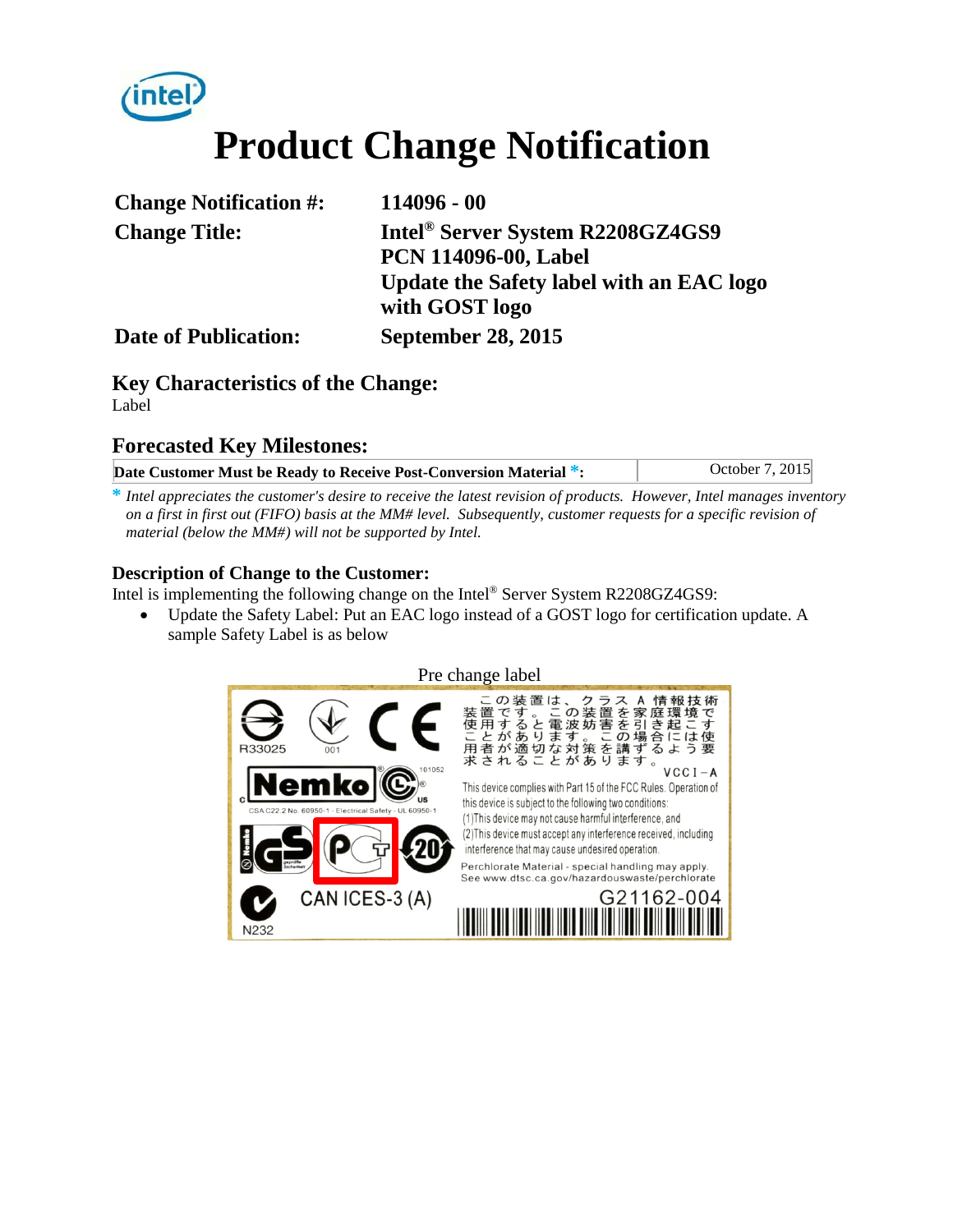# Product Change Notification

| | |
|---|---|
| **Change Notification #:** | **114096 - 00** |
| **Change Title:** | **Intel® Server System R2208GZ4GS9 PCN 114096-00, Label Update the Safety label with an EAC logo with GOST logo** |
| **Date of Publication:** | **September 28, 2015** |

## Key Characteristics of the Change:

Label

## Forecasted Key Milestones:

| | |
|---|---|
| **Date Customer Must be Ready to Receive Post-Conversion Material \*:** | October 7, 2015 |

\* *Intel appreciates the customer's desire to receive the latest revision of products. However, Intel manages inventory on a first in first out (FIFO) basis at the MM# level. Subsequently, customer requests for a specific revision of material (below the MM#) will not be supported by Intel.*

### Description of Change to the Customer:

Intel is implementing the following change on the Intel® Server System R2208GZ4GS9:

- Update the Safety Label: Put an EAC logo instead of a GOST logo for certification update. A sample Safety Label is as below

Pre change label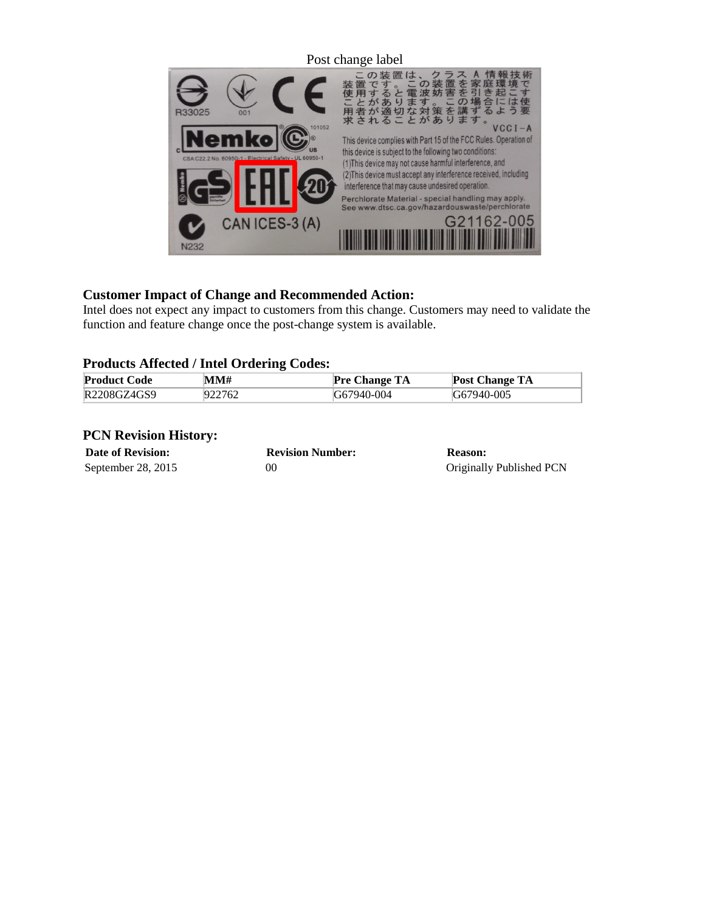Post change label

## Customer Impact of Change and Recommended Action:

Intel does not expect any impact to customers from this change. Customers may need to validate the function and feature change once the post-change system is available.

## Products Affected / Intel Ordering Codes:

| Product Code | MM# | Pre Change TA | Post Change TA |
|---|---|---|---|
| R2208GZ4GS9 | 922762 | G67940-004 | G67940-005 |

## PCN Revision History:

| Date of Revision: | Revision Number: | Reason: |
|---|---|---|
| September 28, 2015 | 00 | Originally Published PCN |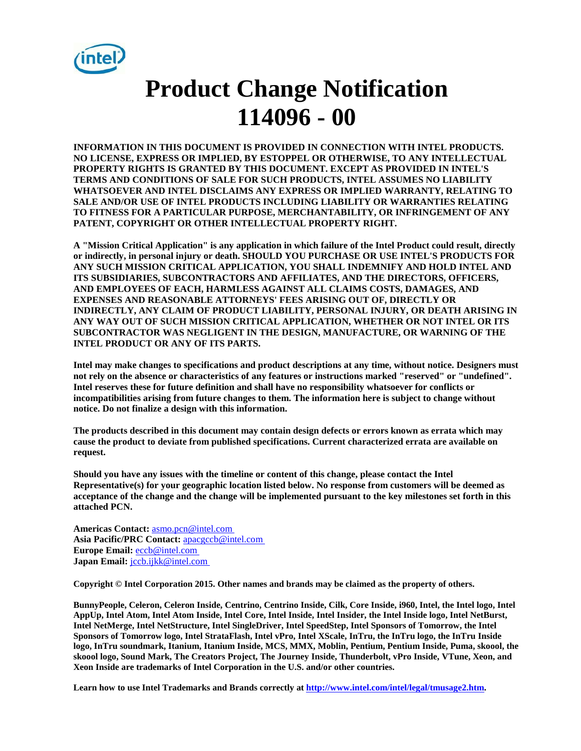# Product Change Notification 114096 - 00

**INFORMATION IN THIS DOCUMENT IS PROVIDED IN CONNECTION WITH INTEL PRODUCTS. NO LICENSE, EXPRESS OR IMPLIED, BY ESTOPPEL OR OTHERWISE, TO ANY INTELLECTUAL PROPERTY RIGHTS IS GRANTED BY THIS DOCUMENT. EXCEPT AS PROVIDED IN INTEL'S TERMS AND CONDITIONS OF SALE FOR SUCH PRODUCTS, INTEL ASSUMES NO LIABILITY WHATSOEVER AND INTEL DISCLAIMS ANY EXPRESS OR IMPLIED WARRANTY, RELATING TO SALE AND/OR USE OF INTEL PRODUCTS INCLUDING LIABILITY OR WARRANTIES RELATING TO FITNESS FOR A PARTICULAR PURPOSE, MERCHANTABILITY, OR INFRINGEMENT OF ANY PATENT, COPYRIGHT OR OTHER INTELLECTUAL PROPERTY RIGHT.**

**A "Mission Critical Application" is any application in which failure of the Intel Product could result, directly or indirectly, in personal injury or death. SHOULD YOU PURCHASE OR USE INTEL'S PRODUCTS FOR ANY SUCH MISSION CRITICAL APPLICATION, YOU SHALL INDEMNIFY AND HOLD INTEL AND ITS SUBSIDIARIES, SUBCONTRACTORS AND AFFILIATES, AND THE DIRECTORS, OFFICERS, AND EMPLOYEES OF EACH, HARMLESS AGAINST ALL CLAIMS COSTS, DAMAGES, AND EXPENSES AND REASONABLE ATTORNEYS' FEES ARISING OUT OF, DIRECTLY OR INDIRECTLY, ANY CLAIM OF PRODUCT LIABILITY, PERSONAL INJURY, OR DEATH ARISING IN ANY WAY OUT OF SUCH MISSION CRITICAL APPLICATION, WHETHER OR NOT INTEL OR ITS SUBCONTRACTOR WAS NEGLIGENT IN THE DESIGN, MANUFACTURE, OR WARNING OF THE INTEL PRODUCT OR ANY OF ITS PARTS.**

**Intel may make changes to specifications and product descriptions at any time, without notice. Designers must not rely on the absence or characteristics of any features or instructions marked "reserved" or "undefined". Intel reserves these for future definition and shall have no responsibility whatsoever for conflicts or incompatibilities arising from future changes to them. The information here is subject to change without notice. Do not finalize a design with this information.**

**The products described in this document may contain design defects or errors known as errata which may cause the product to deviate from published specifications. Current characterized errata are available on request.**

**Should you have any issues with the timeline or content of this change, please contact the Intel Representative(s) for your geographic location listed below. No response from customers will be deemed as acceptance of the change and the change will be implemented pursuant to the key milestones set forth in this attached PCN.**

**Americas Contact:** asmo.pcn@intel.com
**Asia Pacific/PRC Contact:** apacgccb@intel.com
**Europe Email:** eccb@intel.com
**Japan Email:** jccb.ijkk@intel.com

**Copyright © Intel Corporation 2015. Other names and brands may be claimed as the property of others.**

**BunnyPeople, Celeron, Celeron Inside, Centrino, Centrino Inside, Cilk, Core Inside, i960, Intel, the Intel logo, Intel AppUp, Intel Atom, Intel Atom Inside, Intel Core, Intel Inside, Intel Insider, the Intel Inside logo, Intel NetBurst, Intel NetMerge, Intel NetStructure, Intel SingleDriver, Intel SpeedStep, Intel Sponsors of Tomorrow, the Intel Sponsors of Tomorrow logo, Intel StrataFlash, Intel vPro, Intel XScale, InTru, the InTru logo, the InTru Inside logo, InTru soundmark, Itanium, Itanium Inside, MCS, MMX, Moblin, Pentium, Pentium Inside, Puma, skoool, the skoool logo, Sound Mark, The Creators Project, The Journey Inside, Thunderbolt, vPro Inside, VTune, Xeon, and Xeon Inside are trademarks of Intel Corporation in the U.S. and/or other countries.**

**Learn how to use Intel Trademarks and Brands correctly at [http://www.intel.com/intel/legal/tmusage2.htm](http://www.intel.com/intel/legal/tmusage2.htm).**